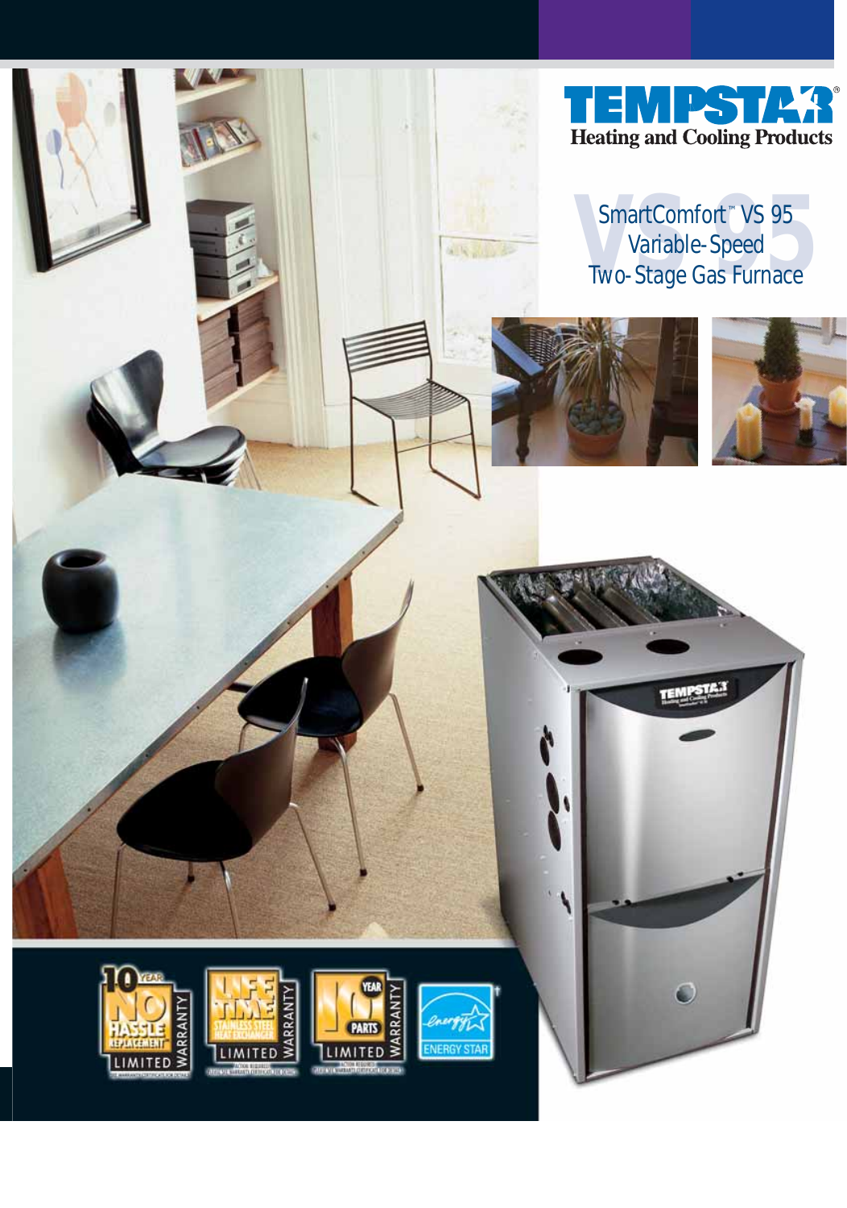# TEMPSTAR®

**Heating and Cooling Products**

## SmartComfort™ VS 95 Variable-Speed Two-Stage Gas Furnace

10 YEAR NO HASSLE REPLACEMENT LIMITED WARRANTY

LIFETIME STAINLESS STEEL HEAT EXCHANGER LIMITED WARRANTY

10 YEAR PARTS LIMITED WARRANTY

ENERGY STAR†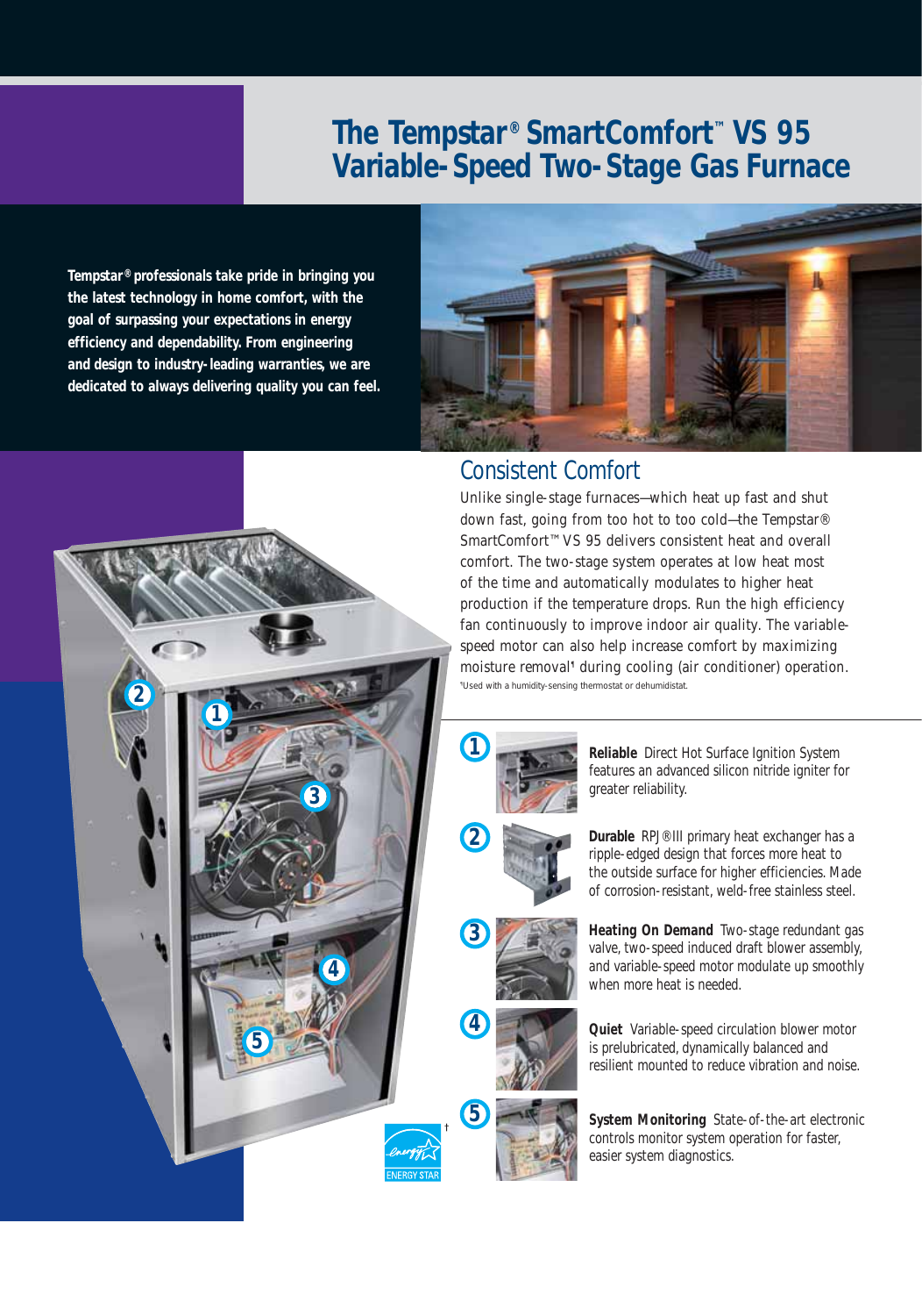# The Tempstar® SmartComfort™ VS 95 Variable-Speed Two-Stage Gas Furnace

**Tempstar® professionals take pride in bringing you the latest technology in home comfort, with the goal of surpassing your expectations in energy efficiency and dependability. From engineering and design to industry-leading warranties, we are dedicated to always delivering quality you can feel.**

## Consistent Comfort

Unlike single-stage furnaces—which heat up fast and shut down fast, going from too hot to too cold—the Tempstar® SmartComfort™ VS 95 delivers consistent heat and overall comfort. The two-stage system operates at low heat most of the time and automatically modulates to higher heat production if the temperature drops. Run the high efficiency fan continuously to improve indoor air quality. The variable-speed motor can also help increase comfort by maximizing moisture removal[1] during cooling (air conditioner) operation.

[1]Used with a humidity-sensing thermostat or dehumidistat.

1. **Reliable** Direct Hot Surface Ignition System features an advanced silicon nitride igniter for greater reliability.
2. **Durable** RPJ®III primary heat exchanger has a ripple-edged design that forces more heat to the outside surface for higher efficiencies. Made of corrosion-resistant, weld-free stainless steel.
3. **Heating On Demand** Two-stage redundant gas valve, two-speed induced draft blower assembly, and variable-speed motor modulate up smoothly when more heat is needed.
4. **Quiet** Variable-speed circulation blower motor is prelubricated, dynamically balanced and resilient mounted to reduce vibration and noise.
5. **System Monitoring** State-of-the-art electronic controls monitor system operation for faster, easier system diagnostics.

ENERGY STAR †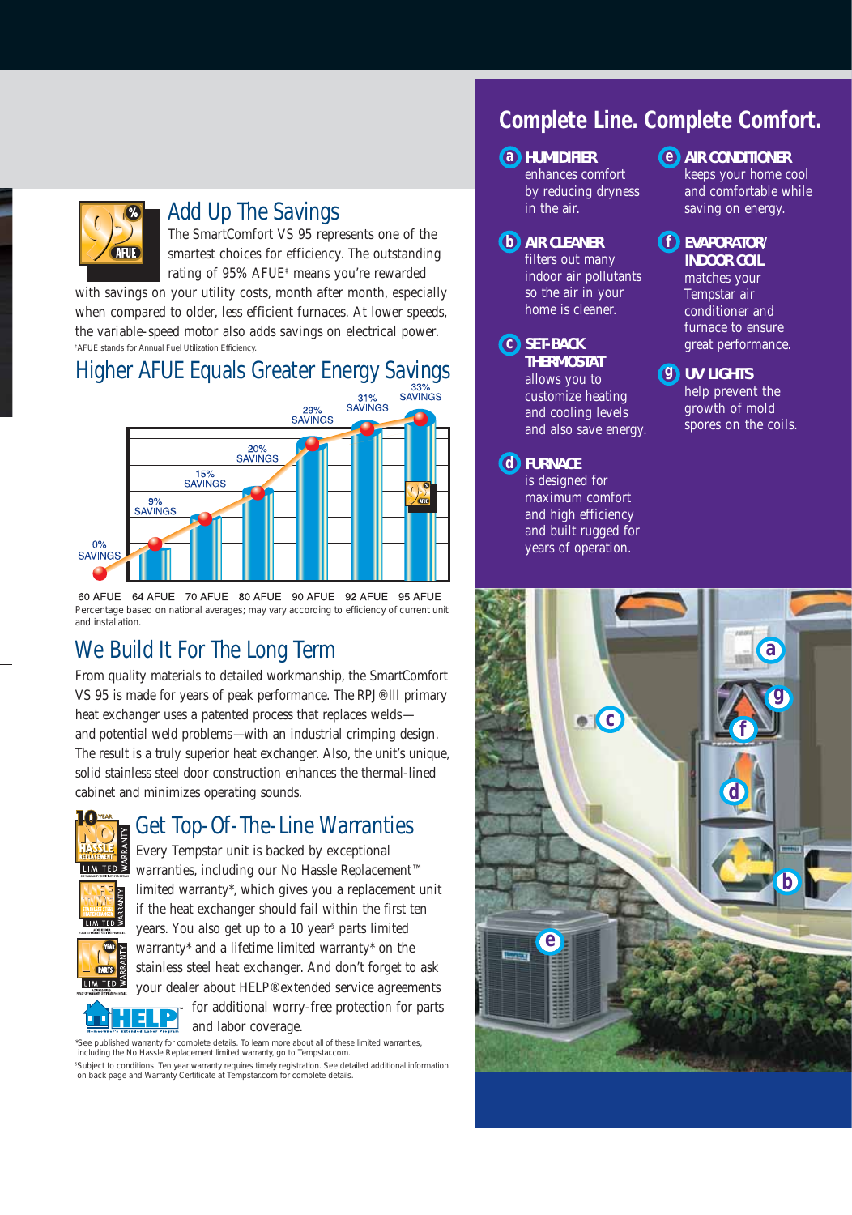## Add Up The Savings

The SmartComfort VS 95 represents one of the smartest choices for efficiency. The outstanding rating of 95% AFUE[‡] means you're rewarded with savings on your utility costs, month after month, especially when compared to older, less efficient furnaces. At lower speeds, the variable-speed motor also adds savings on electrical power.

[‡]AFUE stands for Annual Fuel Utilization Efficiency.

## Higher AFUE Equals Greater Energy Savings

| AFUE | Savings |
|---|---|
| 60 AFUE | 0% SAVINGS |
| 64 AFUE | 9% SAVINGS |
| 70 AFUE | 15% SAVINGS |
| 80 AFUE | 20% SAVINGS |
| 90 AFUE | 29% SAVINGS |
| 92 AFUE | 31% SAVINGS |
| 95 AFUE | 33% SAVINGS |

Percentage based on national averages; may vary according to efficiency of current unit and installation.

## We Build It For The Long Term

From quality materials to detailed workmanship, the SmartComfort VS 95 is made for years of peak performance. The RPJ®III primary heat exchanger uses a patented process that replaces welds—and potential weld problems—with an industrial crimping design. The result is a truly superior heat exchanger. Also, the unit's unique, solid stainless steel door construction enhances the thermal-lined cabinet and minimizes operating sounds.

## Get Top-Of-The-Line Warranties

Every Tempstar unit is backed by exceptional warranties, including our No Hassle Replacement™ limited warranty*, which gives you a replacement unit if the heat exchanger should fail within the first ten years. You also get up to a 10 year[§] parts limited warranty* and a lifetime limited warranty* on the stainless steel heat exchanger. And don't forget to ask your dealer about HELP® extended service agreements for additional worry-free protection for parts and labor coverage.

*See published warranty for complete details. To learn more about all of these limited warranties, including the No Hassle Replacement limited warranty, go to Tempstar.com.

[§]Subject to conditions. Ten year warranty requires timely registration. See detailed additional information on back page and Warranty Certificate at Tempstar.com for complete details.

## Complete Line. Complete Comfort.

**a HUMIDIFIER** enhances comfort by reducing dryness in the air.

**b AIR CLEANER** filters out many indoor air pollutants so the air in your home is cleaner.

**c SET-BACK THERMOSTAT** allows you to customize heating and cooling levels and also save energy.

**d FURNACE** is designed for maximum comfort and high efficiency and built rugged for years of operation.

**e AIR CONDITIONER** keeps your home cool and comfortable while saving on energy.

**f EVAPORATOR/ INDOOR COIL** matches your Tempstar air conditioner and furnace to ensure great performance.

**g UV LIGHTS** help prevent the growth of mold spores on the coils.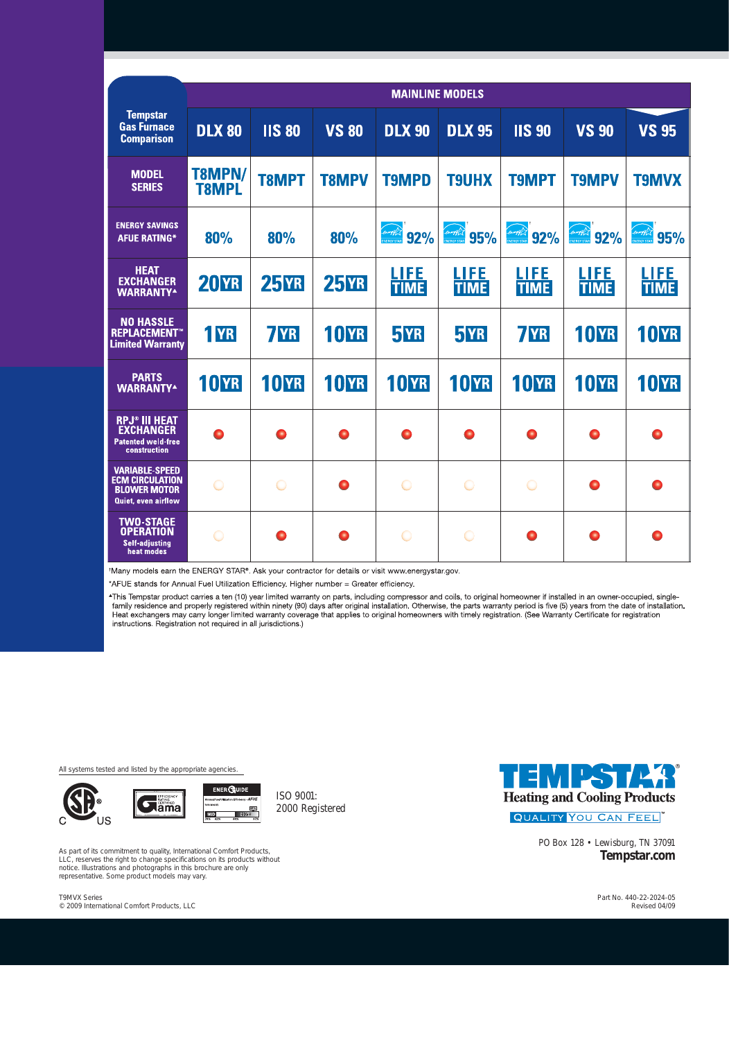| Tempstar Gas Furnace Comparison | MAINLINE MODELS | | | | | | | |
|---|---|---|---|---|---|---|---|---|
| | DLX 80 | IIS 80 | VS 80 | DLX 90 | DLX 95 | IIS 90 | VS 90 | VS 95 |
| MODEL SERIES | T8MPN/ T8MPL | T8MPT | T8MPV | T9MPD | T9UHX | T9MPT | T9MPV | T9MVX |
| ENERGY SAVINGS AFUE RATING* | 80% | 80% | 80% | ENERGY STAR† 92% | ENERGY STAR† 95% | ENERGY STAR† 92% | ENERGY STAR† 92% | ENERGY STAR† 95% |
| HEAT EXCHANGER WARRANTY▲ | 20 YR | 25 YR | 25 YR | LIFE TIME | LIFE TIME | LIFE TIME | LIFE TIME | LIFE TIME |
| NO HASSLE REPLACEMENT™ Limited Warranty | 1 YR | 7 YR | 10 YR | 5 YR | 5 YR | 7 YR | 10 YR | 10 YR |
| PARTS WARRANTY▲ | 10 YR | 10 YR | 10 YR | 10 YR | 10 YR | 10 YR | 10 YR | 10 YR |
| RPJ® III HEAT EXCHANGER Patented weld-free construction | ● | ● | ● | ● | ● | ● | ● | ● |
| VARIABLE-SPEED ECM CIRCULATION BLOWER MOTOR Quiet, even airflow | ○ | ○ | ● | ○ | ○ | ○ | ● | ● |
| TWO-STAGE OPERATION Self-adjusting heat modes | ○ | ● | ● | ○ | ○ | ● | ● | ● |

†Many models earn the ENERGY STAR®. Ask your contractor for details or visit www.energystar.gov.

*AFUE stands for Annual Fuel Utilization Efficiency. Higher number = Greater efficiency.

▲This Tempstar product carries a ten (10) year limited warranty on parts, including compressor and coils, to original homeowner if installed in an owner-occupied, single-family residence and properly registered within ninety (90) days after original installation. Otherwise, the parts warranty period is five (5) years from the date of installation. Heat exchangers may carry longer limited warranty coverage that applies to original homeowners with timely registration. (See Warranty Certificate for registration instructions.) Registration not required in all jurisdictions.)

All systems tested and listed by the appropriate agencies.

ISO 9001: 2000 Registered

**TEMPSTAR**® Heating and Cooling Products

QUALITY YOU CAN FEEL™

PO Box 128 • Lewisburg, TN 37091

**Tempstar.com**

As part of its commitment to quality, International Comfort Products, LLC, reserves the right to change specifications on its products without notice. Illustrations and photographs in this brochure are only representative. Some product models may vary.

T9MVX Series
© 2009 International Comfort Products, LLC

Part No. 440-22-2024-05
Revised 04/09